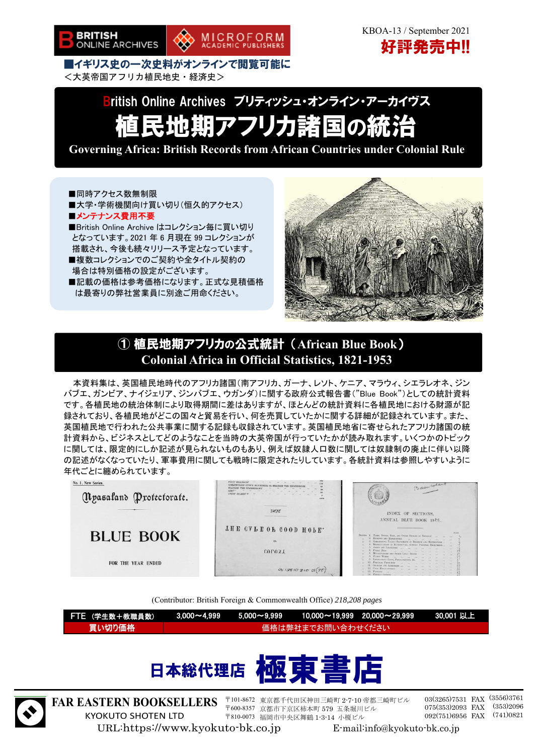BRITISH ONLINE ARCHIVES　MICROFORM ACADEMIC PUBLISHERS

KBOA-13 / September 2021

**好評発売中!!**

**■イギリス史の一次史料がオンラインで閲覧可能に**

＜大英帝国アフリカ植民地史・経済史＞

# British Online Archives ブリティッシュ・オンライン・アーカイヴス
# 植民地期アフリカ諸国の統治
## Governing Africa: British Records from African Countries under Colonial Rule

- ■同時アクセス数無制限
- ■大学・学術機関向け買い切り(恒久的アクセス)
- ■**メンテナンス費用不要**
- ■British Online Archive はコレクション毎に買い切りとなっています。2021 年 6 月現在 99 コレクションが搭載され、今後も続々リリース予定となっています。
- ■複数コレクションでのご契約や全タイトル契約の場合は特別価格の設定がございます。
- ■記載の価格は参考価格になります。正式な見積価格は最寄りの弊社営業員に別途ご用命ください。

## ① 植民地期アフリカの公式統計（African Blue Book）
## Colonial Africa in Official Statistics, 1821-1953

本資料集は、英国植民地時代のアフリカ諸国(南アフリカ、ガーナ、レソト、ケニア、マラウィ、シエラレオネ、ジンバブエ、ガンビア、ナイジェリア、ジンバブエ、ウガンダ)に関する政府公式報告書("Blue Book")としての統計資料です。各植民地の統治体制により取得期間に差はありますが、ほとんどの統計資料に各植民地における財源が記録されており、各植民地がどこの国々と貿易を行い、何を売買していたかに関する詳細が記録されています。また、英国植民地で行われた公共事業に関する記録も収録されています。英国植民地省に寄せられたアフリカ諸国の統計資料から、ビジネスとしてどのようなことを当時の大英帝国が行っていたかが読み取れます。いくつかのトピックに関しては、限定的にしか記述が見られないものもあり、例えば奴隷人口数に関しては奴隷制の廃止に伴い以降の記述がなくなっていたり、軍事費用に関しても戦時に限定されたりしています。各統計資料は参照しやすいように年代ごとに纏められています。

(Contributor: British Foreign & Commonwealth Office) *218,208 pages*

| FTE（学生数＋教職員数） | 3,000～4,999 | 5,000～9,999 | 10,000～19,999 | 20,000～29,999 | 30,001 以上 |
|---|---|---|---|---|---|
| 買い切り価格 | 価格は弊社までお問い合わせください | | | | |

**日本総代理店 極東書店**

FAR EASTERN BOOKSELLERS
KYOKUTO SHOTEN LTD

〒101-8672 東京都千代田区神田三崎町 2-7-10 帝都三崎町ビル　03(3265)7531 FAX (3556)3761
〒600-8357 京都市下京区柿本町 579 五条堀川ビル　075(353)2093 FAX (353)2096
〒810-0073 福岡市中央区舞鶴 1-3-14 小榎ビル　092(751)6956 FAX (741)0821

URL:https://www.kyokuto-bk.co.jp　E-mail:info@kyokuto-bk.co.jp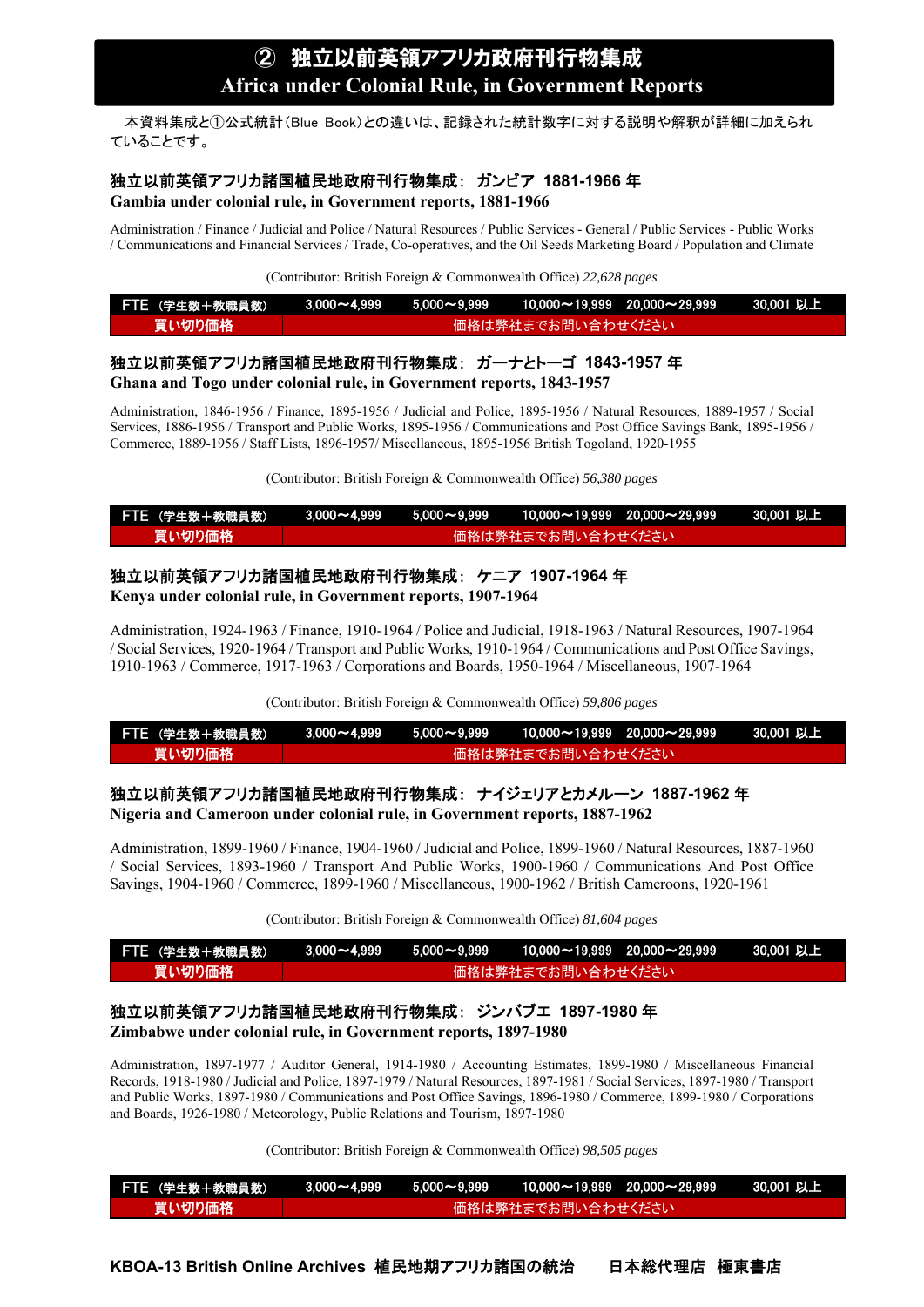# ② 独立以前英領アフリカ政府刊行物集成
## Africa under Colonial Rule, in Government Reports

本資料集成と①公式統計（Blue Book）との違いは、記録された統計数字に対する説明や解釈が詳細に加えられていることです。

### 独立以前英領アフリカ諸国植民地政府刊行物集成： ガンビア 1881-1966 年
**Gambia under colonial rule, in Government reports, 1881-1966**

Administration / Finance / Judicial and Police / Natural Resources / Public Services - General / Public Services - Public Works / Communications and Financial Services / Trade, Co-operatives, and the Oil Seeds Marketing Board / Population and Climate

(Contributor: British Foreign & Commonwealth Office) *22,628 pages*

| FTE（学生数＋教職員数） | 3,000～4,999 | 5,000～9,999 | 10,000～19,999 | 20,000～29,999 | 30,001 以上 |
|---|---|---|---|---|---|
| 買い切り価格 | 価格は弊社までお問い合わせください | | | | |

### 独立以前英領アフリカ諸国植民地政府刊行物集成： ガーナとトーゴ 1843-1957 年
**Ghana and Togo under colonial rule, in Government reports, 1843-1957**

Administration, 1846-1956 / Finance, 1895-1956 / Judicial and Police, 1895-1956 / Natural Resources, 1889-1957 / Social Services, 1886-1956 / Transport and Public Works, 1895-1956 / Communications and Post Office Savings Bank, 1895-1956 / Commerce, 1889-1956 / Staff Lists, 1896-1957/ Miscellaneous, 1895-1956 British Togoland, 1920-1955

(Contributor: British Foreign & Commonwealth Office) *56,380 pages*

| FTE（学生数＋教職員数） | 3,000～4,999 | 5,000～9,999 | 10,000～19,999 | 20,000～29,999 | 30,001 以上 |
|---|---|---|---|---|---|
| 買い切り価格 | 価格は弊社までお問い合わせください | | | | |

### 独立以前英領アフリカ諸国植民地政府刊行物集成： ケニア 1907-1964 年
**Kenya under colonial rule, in Government reports, 1907-1964**

Administration, 1924-1963 / Finance, 1910-1964 / Police and Judicial, 1918-1963 / Natural Resources, 1907-1964 / Social Services, 1920-1964 / Transport and Public Works, 1910-1964 / Communications and Post Office Savings, 1910-1963 / Commerce, 1917-1963 / Corporations and Boards, 1950-1964 / Miscellaneous, 1907-1964

(Contributor: British Foreign & Commonwealth Office) *59,806 pages*

| FTE（学生数＋教職員数） | 3,000～4,999 | 5,000～9,999 | 10,000～19,999 | 20,000～29,999 | 30,001 以上 |
|---|---|---|---|---|---|
| 買い切り価格 | 価格は弊社までお問い合わせください | | | | |

### 独立以前英領アフリカ諸国植民地政府刊行物集成： ナイジェリアとカメルーン 1887-1962 年
**Nigeria and Cameroon under colonial rule, in Government reports, 1887-1962**

Administration, 1899-1960 / Finance, 1904-1960 / Judicial and Police, 1899-1960 / Natural Resources, 1887-1960 / Social Services, 1893-1960 / Transport And Public Works, 1900-1960 / Communications And Post Office Savings, 1904-1960 / Commerce, 1899-1960 / Miscellaneous, 1900-1962 / British Cameroons, 1920-1961

(Contributor: British Foreign & Commonwealth Office) *81,604 pages*

| FTE（学生数＋教職員数） | 3,000～4,999 | 5,000～9,999 | 10,000～19,999 | 20,000～29,999 | 30,001 以上 |
|---|---|---|---|---|---|
| 買い切り価格 | 価格は弊社までお問い合わせください | | | | |

### 独立以前英領アフリカ諸国植民地政府刊行物集成： ジンバブエ 1897-1980 年
**Zimbabwe under colonial rule, in Government reports, 1897-1980**

Administration, 1897-1977 / Auditor General, 1914-1980 / Accounting Estimates, 1899-1980 / Miscellaneous Financial Records, 1918-1980 / Judicial and Police, 1897-1979 / Natural Resources, 1897-1981 / Social Services, 1897-1980 / Transport and Public Works, 1897-1980 / Communications and Post Office Savings, 1896-1980 / Commerce, 1899-1980 / Corporations and Boards, 1926-1980 / Meteorology, Public Relations and Tourism, 1897-1980

(Contributor: British Foreign & Commonwealth Office) *98,505 pages*

| FTE（学生数＋教職員数） | 3,000～4,999 | 5,000～9,999 | 10,000～19,999 | 20,000～29,999 | 30,001 以上 |
|---|---|---|---|---|---|
| 買い切り価格 | 価格は弊社までお問い合わせください | | | | |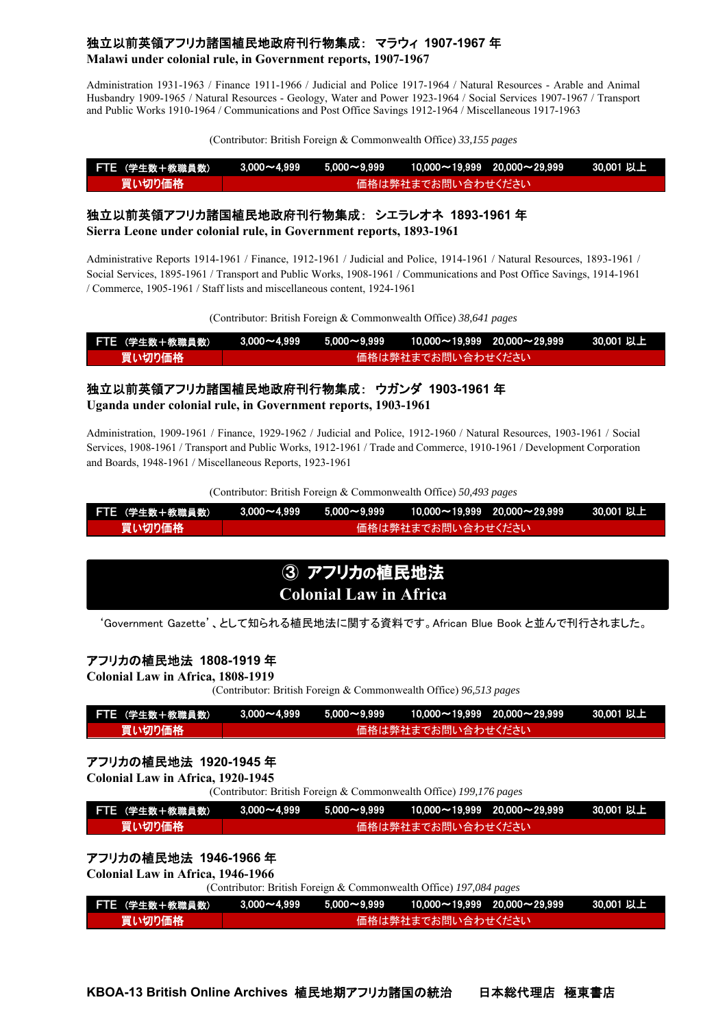### 独立以前英領アフリカ諸国植民地政府刊行物集成： マラウィ 1907-1967 年
**Malawi under colonial rule, in Government reports, 1907-1967**

Administration 1931-1963 / Finance 1911-1966 / Judicial and Police 1917-1964 / Natural Resources - Arable and Animal Husbandry 1909-1965 / Natural Resources - Geology, Water and Power 1923-1964 / Social Services 1907-1967 / Transport and Public Works 1910-1964 / Communications and Post Office Savings 1912-1964 / Miscellaneous 1917-1963

(Contributor: British Foreign & Commonwealth Office) *33,155 pages*

| FTE （学生数＋教職員数） | 3,000～4,999 | 5,000～9,999 | 10,000～19,999 | 20,000～29,999 | 30,001 以上 |
|---|---|---|---|---|---|
| 買い切り価格 | 価格は弊社までお問い合わせください | | | | |

### 独立以前英領アフリカ諸国植民地政府刊行物集成： シエラレオネ 1893-1961 年
**Sierra Leone under colonial rule, in Government reports, 1893-1961**

Administrative Reports 1914-1961 / Finance, 1912-1961 / Judicial and Police, 1914-1961 / Natural Resources, 1893-1961 / Social Services, 1895-1961 / Transport and Public Works, 1908-1961 / Communications and Post Office Savings, 1914-1961 / Commerce, 1905-1961 / Staff lists and miscellaneous content, 1924-1961

(Contributor: British Foreign & Commonwealth Office) *38,641 pages*

| FTE （学生数＋教職員数） | 3,000～4,999 | 5,000～9,999 | 10,000～19,999 | 20,000～29,999 | 30,001 以上 |
|---|---|---|---|---|---|
| 買い切り価格 | 価格は弊社までお問い合わせください | | | | |

### 独立以前英領アフリカ諸国植民地政府刊行物集成： ウガンダ 1903-1961 年
**Uganda under colonial rule, in Government reports, 1903-1961**

Administration, 1909-1961 / Finance, 1929-1962 / Judicial and Police, 1912-1960 / Natural Resources, 1903-1961 / Social Services, 1908-1961 / Transport and Public Works, 1912-1961 / Trade and Commerce, 1910-1961 / Development Corporation and Boards, 1948-1961 / Miscellaneous Reports, 1923-1961

(Contributor: British Foreign & Commonwealth Office) *50,493 pages*

| FTE （学生数＋教職員数） | 3,000～4,999 | 5,000～9,999 | 10,000～19,999 | 20,000～29,999 | 30,001 以上 |
|---|---|---|---|---|---|
| 買い切り価格 | 価格は弊社までお問い合わせください | | | | |

## ③ アフリカの植民地法
## Colonial Law in Africa

'Government Gazette'、として知られる植民地法に関する資料です。African Blue Book と並んで刊行されました。

### アフリカの植民地法 1808-1919 年
**Colonial Law in Africa, 1808-1919**

(Contributor: British Foreign & Commonwealth Office) *96,513 pages*

| FTE （学生数＋教職員数） | 3,000～4,999 | 5,000～9,999 | 10,000～19,999 | 20,000～29,999 | 30,001 以上 |
|---|---|---|---|---|---|
| 買い切り価格 | 価格は弊社までお問い合わせください | | | | |

### アフリカの植民地法 1920-1945 年
**Colonial Law in Africa, 1920-1945**

(Contributor: British Foreign & Commonwealth Office) *199,176 pages*

| FTE （学生数＋教職員数） | 3,000～4,999 | 5,000～9,999 | 10,000～19,999 | 20,000～29,999 | 30,001 以上 |
|---|---|---|---|---|---|
| 買い切り価格 | 価格は弊社までお問い合わせください | | | | |

### アフリカの植民地法 1946-1966 年
**Colonial Law in Africa, 1946-1966**

(Contributor: British Foreign & Commonwealth Office) *197,084 pages*

| FTE （学生数＋教職員数） | 3,000～4,999 | 5,000～9,999 | 10,000～19,999 | 20,000～29,999 | 30,001 以上 |
|---|---|---|---|---|---|
| 買い切り価格 | 価格は弊社までお問い合わせください | | | | |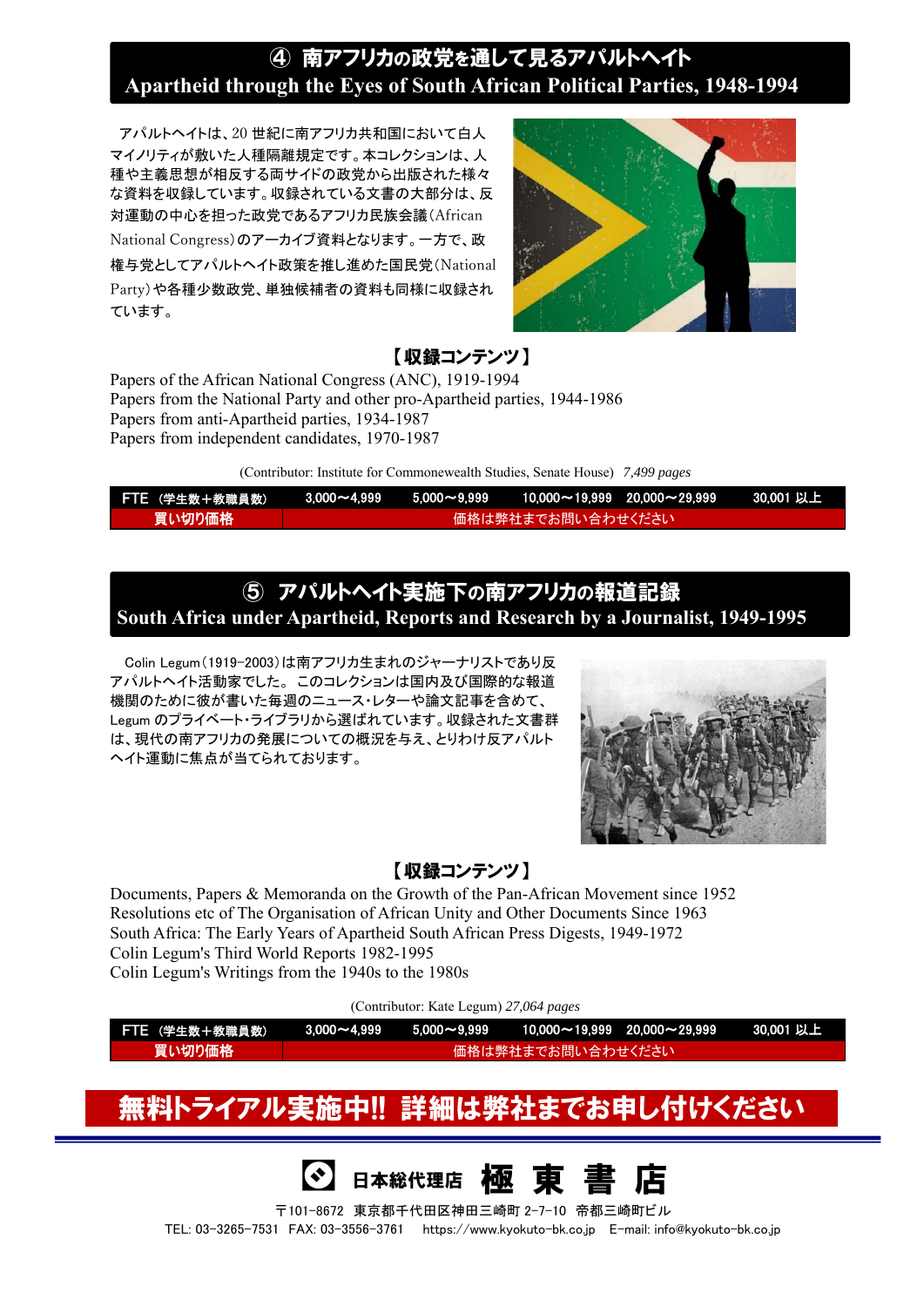## ④ 南アフリカの政党を通して見るアパルトヘイト
## Apartheid through the Eyes of South African Political Parties, 1948-1994

アパルトヘイトは、20 世紀に南アフリカ共和国において白人マイノリティが敷いた人種隔離規定です。本コレクションは、人種や主義思想が相反する両サイドの政党から出版された様々な資料を収録しています。収録されている文書の大部分は、反対運動の中心を担った政党であるアフリカ民族会議(African National Congress)のアーカイブ資料となります。一方で、政権与党としてアパルトヘイト政策を推し進めた国民党(National Party)や各種少数政党、単独候補者の資料も同様に収録されています。

**【収録コンテンツ】**

Papers of the African National Congress (ANC), 1919-1994
Papers from the National Party and other pro-Apartheid parties, 1944-1986
Papers from anti-Apartheid parties, 1934-1987
Papers from independent candidates, 1970-1987

(Contributor: Institute for Commonewealth Studies, Senate House) *7,499 pages*

| FTE（学生数＋教職員数） | 3,000～4,999 | 5,000～9,999 | 10,000～19,999 | 20,000～29,999 | 30,001 以上 |
|---|---|---|---|---|---|
| 買い切り価格 | 価格は弊社までお問い合わせください | | | | |

## ⑤ アパルトヘイト実施下の南アフリカの報道記録
## South Africa under Apartheid, Reports and Research by a Journalist, 1949-1995

Colin Legum（1919-2003）は南アフリカ生まれのジャーナリストであり反アパルトヘイト活動家でした。 このコレクションは国内及び国際的な報道機関のために彼が書いた毎週のニュース・レターや論文記事を含めて、Legum のプライベート・ライブラリから選ばれています。収録された文書群は、現代の南アフリカの発展についての概況を与え、とりわけ反アパルトヘイト運動に焦点が当てられております。

**【収録コンテンツ】**

Documents, Papers & Memoranda on the Growth of the Pan-African Movement since 1952
Resolutions etc of The Organisation of African Unity and Other Documents Since 1963
South Africa: The Early Years of Apartheid South African Press Digests, 1949-1972
Colin Legum's Third World Reports 1982-1995
Colin Legum's Writings from the 1940s to the 1980s

(Contributor: Kate Legum) *27,064 pages*

| FTE（学生数＋教職員数） | 3,000～4,999 | 5,000～9,999 | 10,000～19,999 | 20,000～29,999 | 30,001 以上 |
|---|---|---|---|---|---|
| 買い切り価格 | 価格は弊社までお問い合わせください | | | | |

**無料トライアル実施中!! 詳細は弊社までお申し付けください**

日本総代理店 **極 東 書 店**

〒101-8672 東京都千代田区神田三崎町 2-7-10 帝都三崎町ビル
TEL: 03-3265-7531 FAX: 03-3556-3761 https://www.kyokuto-bk.co.jp E-mail: info@kyokuto-bk.co.jp